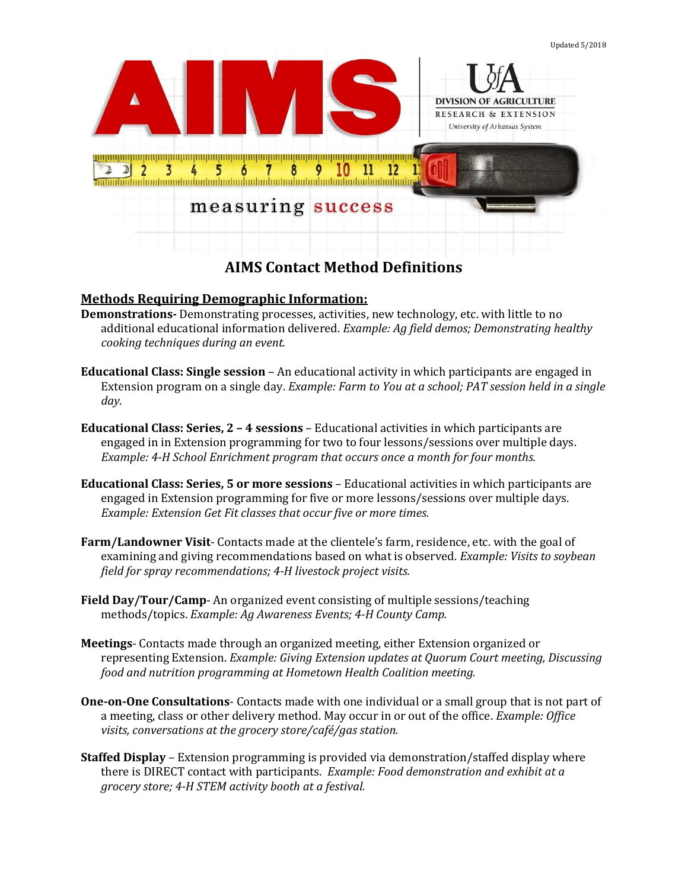Updated 5/2018

# AIMS

DIVISION OF AGRICULTURE
RESEARCH & EXTENSION
University of Arkansas System

measuring success

## AIMS Contact Method Definitions

### Methods Requiring Demographic Information:

**Demonstrations-** Demonstrating processes, activities, new technology, etc. with little to no additional educational information delivered. *Example: Ag field demos; Demonstrating healthy cooking techniques during an event.*

**Educational Class: Single session** – An educational activity in which participants are engaged in Extension program on a single day. *Example: Farm to You at a school; PAT session held in a single day.*

**Educational Class: Series, 2 – 4 sessions** – Educational activities in which participants are engaged in in Extension programming for two to four lessons/sessions over multiple days. *Example: 4-H School Enrichment program that occurs once a month for four months.*

**Educational Class: Series, 5 or more sessions** – Educational activities in which participants are engaged in Extension programming for five or more lessons/sessions over multiple days. *Example: Extension Get Fit classes that occur five or more times.*

**Farm/Landowner Visit**- Contacts made at the clientele's farm, residence, etc. with the goal of examining and giving recommendations based on what is observed. *Example: Visits to soybean field for spray recommendations; 4-H livestock project visits.*

**Field Day/Tour/Camp**- An organized event consisting of multiple sessions/teaching methods/topics. *Example: Ag Awareness Events; 4-H County Camp.*

**Meetings**- Contacts made through an organized meeting, either Extension organized or representing Extension. *Example: Giving Extension updates at Quorum Court meeting, Discussing food and nutrition programming at Hometown Health Coalition meeting.*

**One-on-One Consultations**- Contacts made with one individual or a small group that is not part of a meeting, class or other delivery method. May occur in or out of the office. *Example: Office visits, conversations at the grocery store/café/gas station.*

**Staffed Display** – Extension programming is provided via demonstration/staffed display where there is DIRECT contact with participants. *Example: Food demonstration and exhibit at a grocery store; 4-H STEM activity booth at a festival.*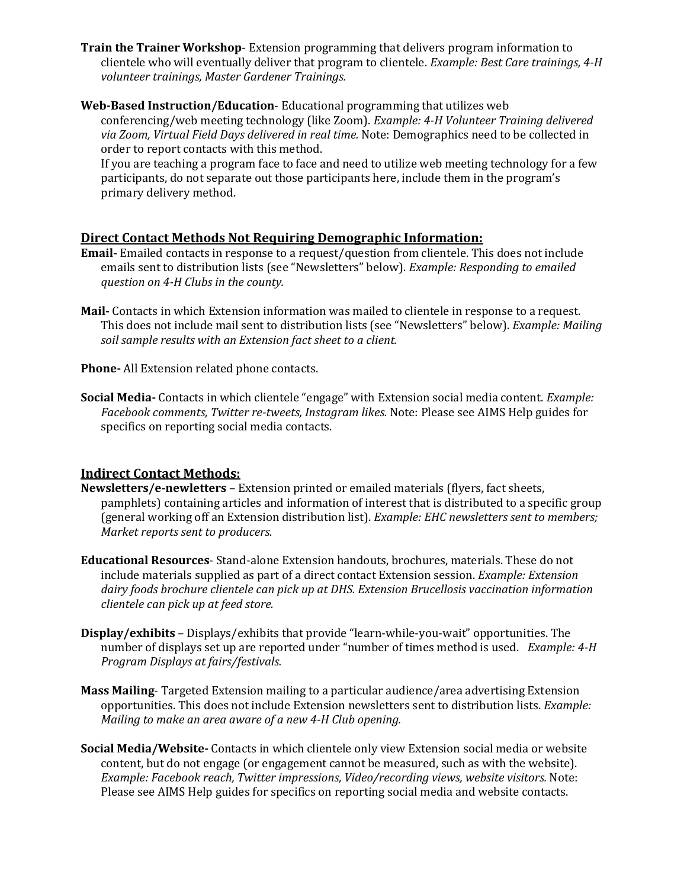**Train the Trainer Workshop**- Extension programming that delivers program information to clientele who will eventually deliver that program to clientele. *Example: Best Care trainings, 4-H volunteer trainings, Master Gardener Trainings.*

**Web-Based Instruction/Education**- Educational programming that utilizes web conferencing/web meeting technology (like Zoom). *Example: 4-H Volunteer Training delivered via Zoom, Virtual Field Days delivered in real time.* Note: Demographics need to be collected in order to report contacts with this method.
If you are teaching a program face to face and need to utilize web meeting technology for a few participants, do not separate out those participants here, include them in the program's primary delivery method.

## Direct Contact Methods Not Requiring Demographic Information:

**Email-** Emailed contacts in response to a request/question from clientele. This does not include emails sent to distribution lists (see "Newsletters" below). *Example: Responding to emailed question on 4-H Clubs in the county.*

**Mail-** Contacts in which Extension information was mailed to clientele in response to a request. This does not include mail sent to distribution lists (see "Newsletters" below). *Example: Mailing soil sample results with an Extension fact sheet to a client.*

**Phone-** All Extension related phone contacts.

**Social Media-** Contacts in which clientele "engage" with Extension social media content. *Example: Facebook comments, Twitter re-tweets, Instagram likes.* Note: Please see AIMS Help guides for specifics on reporting social media contacts.

## Indirect Contact Methods:

**Newsletters/e-newletters** – Extension printed or emailed materials (flyers, fact sheets, pamphlets) containing articles and information of interest that is distributed to a specific group (general working off an Extension distribution list). *Example: EHC newsletters sent to members; Market reports sent to producers.*

**Educational Resources**- Stand-alone Extension handouts, brochures, materials. These do not include materials supplied as part of a direct contact Extension session. *Example: Extension dairy foods brochure clientele can pick up at DHS. Extension Brucellosis vaccination information clientele can pick up at feed store.*

**Display/exhibits** – Displays/exhibits that provide "learn-while-you-wait" opportunities. The number of displays set up are reported under "number of times method is used. *Example: 4-H Program Displays at fairs/festivals.*

**Mass Mailing**- Targeted Extension mailing to a particular audience/area advertising Extension opportunities. This does not include Extension newsletters sent to distribution lists. *Example: Mailing to make an area aware of a new 4-H Club opening.*

**Social Media/Website-** Contacts in which clientele only view Extension social media or website content, but do not engage (or engagement cannot be measured, such as with the website). *Example: Facebook reach, Twitter impressions, Video/recording views, website visitors.* Note: Please see AIMS Help guides for specifics on reporting social media and website contacts.